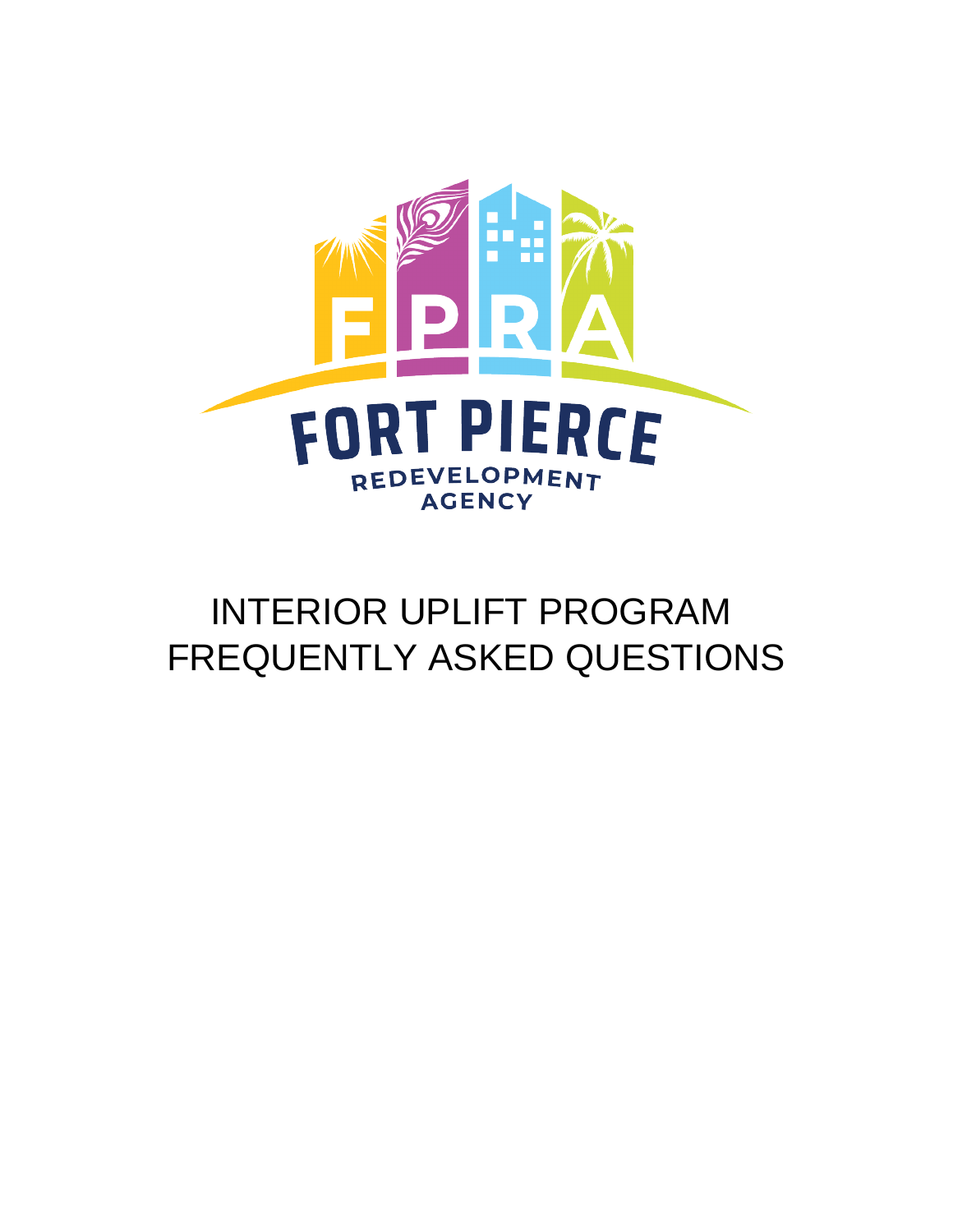FPRA

FORT PIERCE

REDEVELOPMENT AGENCY

# INTERIOR UPLIFT PROGRAM FREQUENTLY ASKED QUESTIONS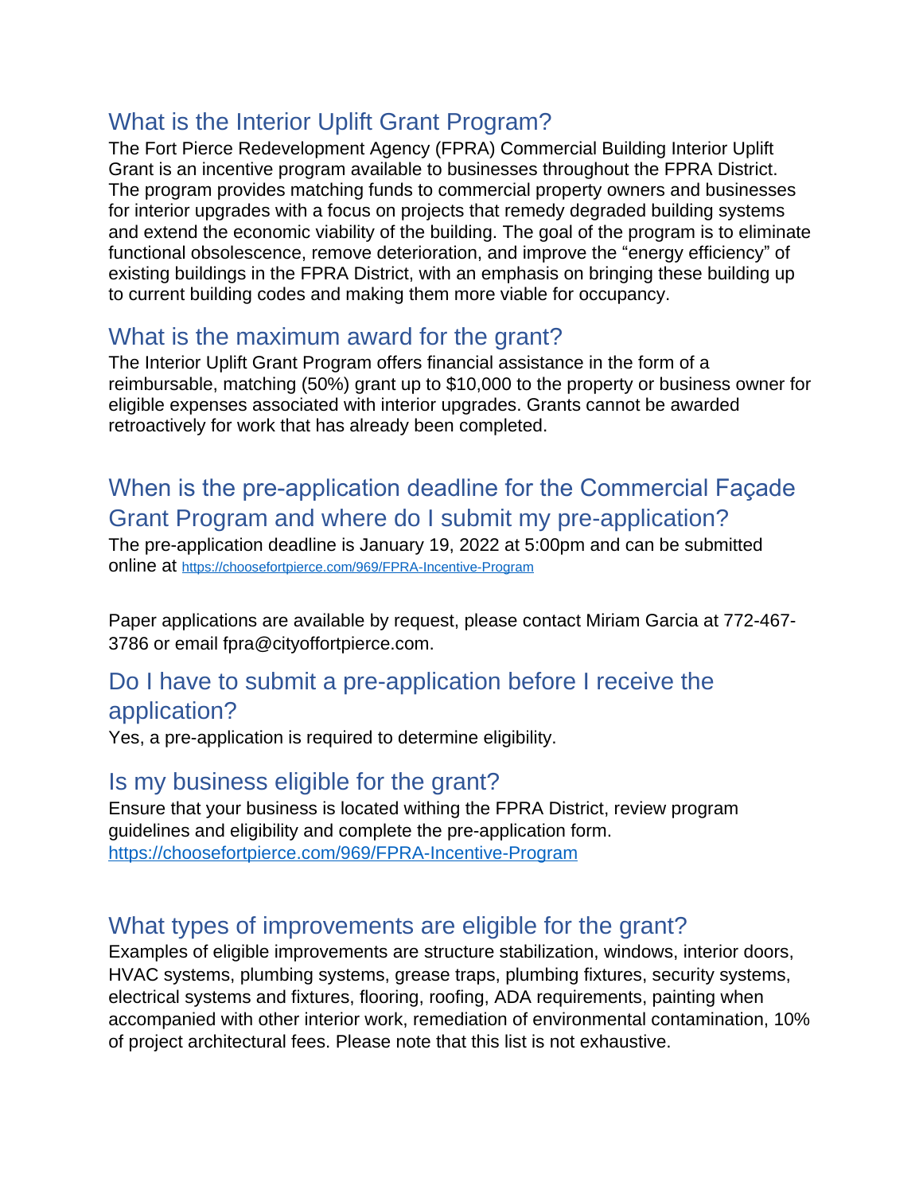## What is the Interior Uplift Grant Program?

The Fort Pierce Redevelopment Agency (FPRA) Commercial Building Interior Uplift Grant is an incentive program available to businesses throughout the FPRA District. The program provides matching funds to commercial property owners and businesses for interior upgrades with a focus on projects that remedy degraded building systems and extend the economic viability of the building. The goal of the program is to eliminate functional obsolescence, remove deterioration, and improve the "energy efficiency" of existing buildings in the FPRA District, with an emphasis on bringing these building up to current building codes and making them more viable for occupancy.

## What is the maximum award for the grant?

The Interior Uplift Grant Program offers financial assistance in the form of a reimbursable, matching (50%) grant up to $10,000 to the property or business owner for eligible expenses associated with interior upgrades. Grants cannot be awarded retroactively for work that has already been completed.

## When is the pre-application deadline for the Commercial Façade Grant Program and where do I submit my pre-application?

The pre-application deadline is January 19, 2022 at 5:00pm and can be submitted online at https://choosefortpierce.com/969/FPRA-Incentive-Program

Paper applications are available by request, please contact Miriam Garcia at 772-467-3786 or email fpra@cityoffortpierce.com.

## Do I have to submit a pre-application before I receive the application?

Yes, a pre-application is required to determine eligibility.

## Is my business eligible for the grant?

Ensure that your business is located withing the FPRA District, review program guidelines and eligibility and complete the pre-application form.
https://choosefortpierce.com/969/FPRA-Incentive-Program

## What types of improvements are eligible for the grant?

Examples of eligible improvements are structure stabilization, windows, interior doors, HVAC systems, plumbing systems, grease traps, plumbing fixtures, security systems, electrical systems and fixtures, flooring, roofing, ADA requirements, painting when accompanied with other interior work, remediation of environmental contamination, 10% of project architectural fees. Please note that this list is not exhaustive.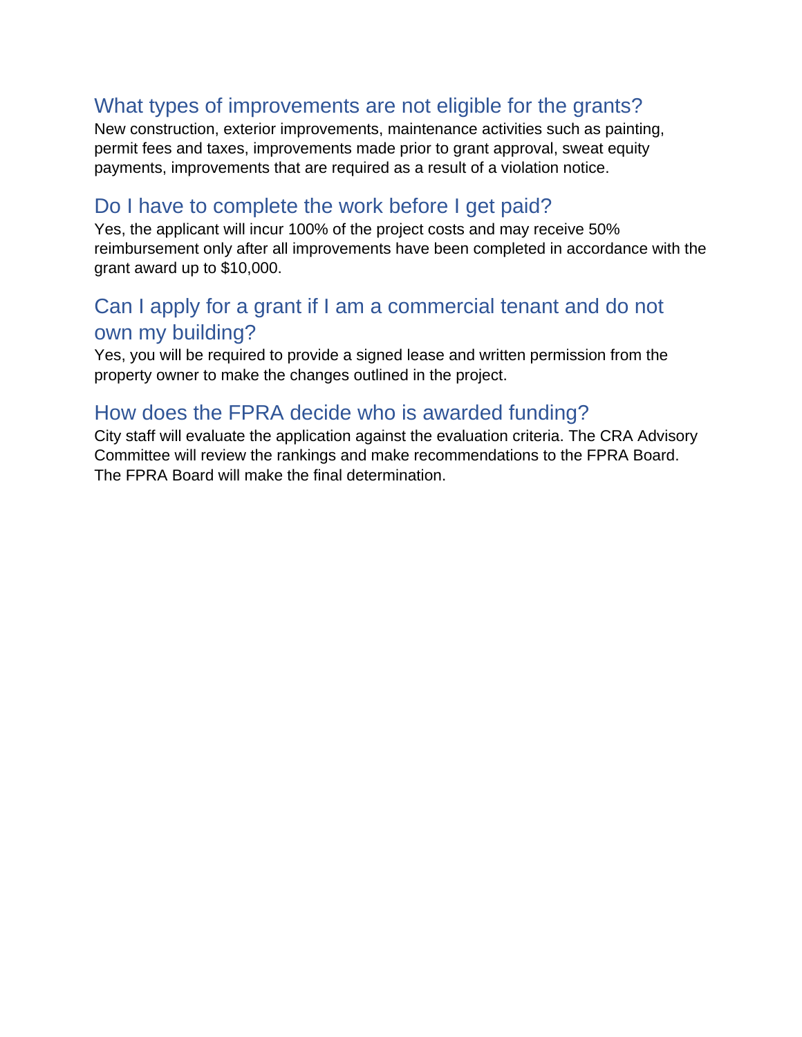## What types of improvements are not eligible for the grants?

New construction, exterior improvements, maintenance activities such as painting, permit fees and taxes, improvements made prior to grant approval, sweat equity payments, improvements that are required as a result of a violation notice.

## Do I have to complete the work before I get paid?

Yes, the applicant will incur 100% of the project costs and may receive 50% reimbursement only after all improvements have been completed in accordance with the grant award up to $10,000.

## Can I apply for a grant if I am a commercial tenant and do not own my building?

Yes, you will be required to provide a signed lease and written permission from the property owner to make the changes outlined in the project.

## How does the FPRA decide who is awarded funding?

City staff will evaluate the application against the evaluation criteria. The CRA Advisory Committee will review the rankings and make recommendations to the FPRA Board. The FPRA Board will make the final determination.